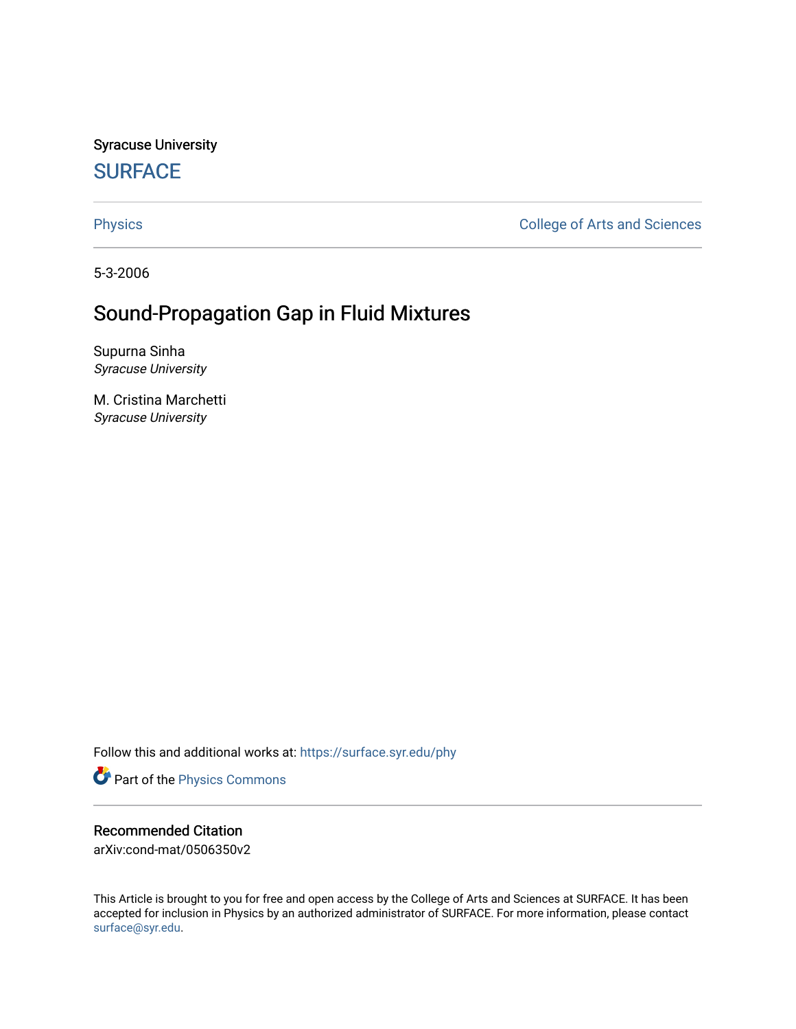Syracuse University

## SURFACE

Physics | College of Arts and Sciences

5-3-2006

# Sound-Propagation Gap in Fluid Mixtures

Supurna Sinha
*Syracuse University*

M. Cristina Marchetti
*Syracuse University*

Follow this and additional works at: https://surface.syr.edu/phy

Part of the Physics Commons

### Recommended Citation

arXiv:cond-mat/0506350v2

This Article is brought to you for free and open access by the College of Arts and Sciences at SURFACE. It has been accepted for inclusion in Physics by an authorized administrator of SURFACE. For more information, please contact surface@syr.edu.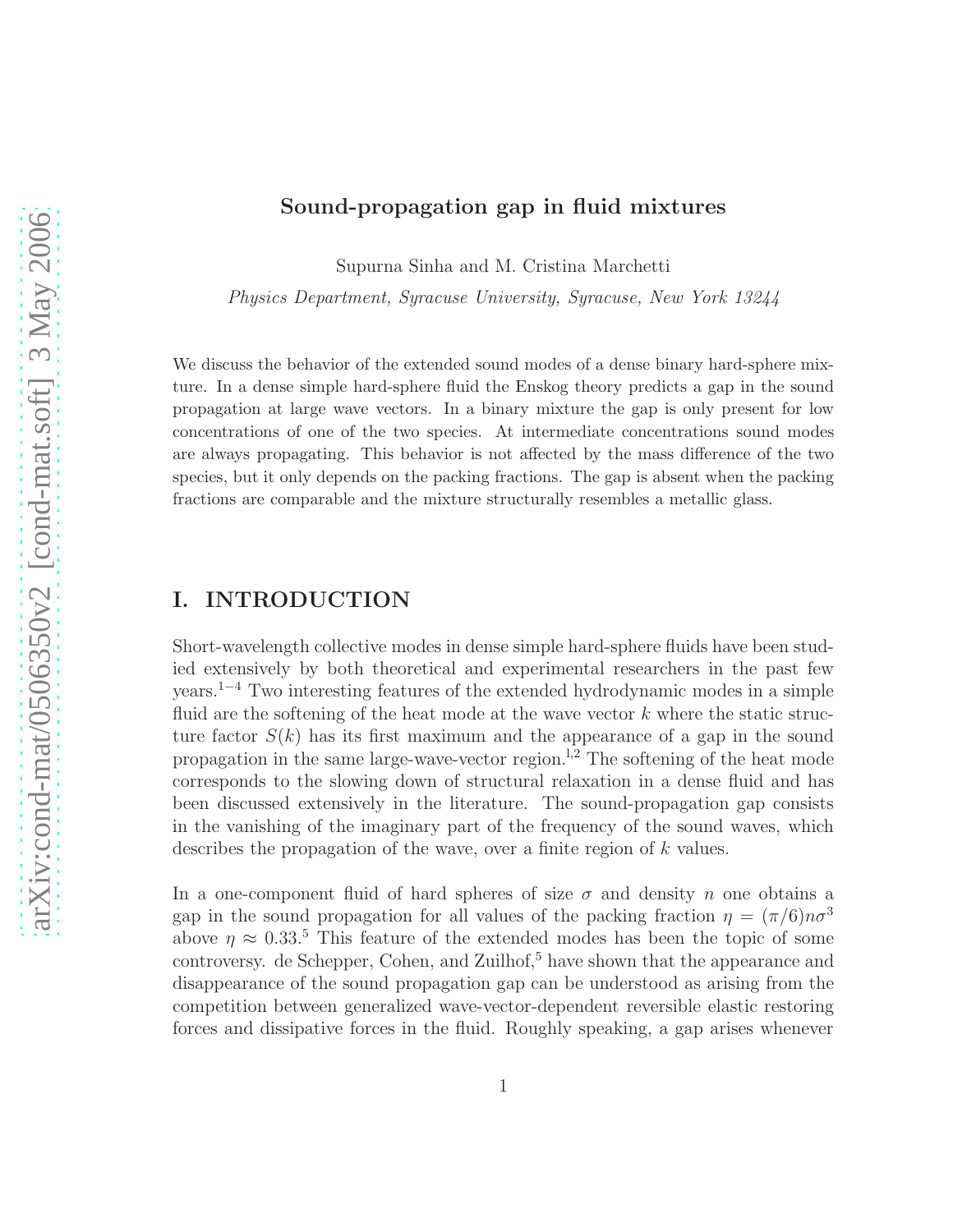# Sound-propagation gap in fluid mixtures

Supurna Sinha and M. Cristina Marchetti

*Physics Department, Syracuse University, Syracuse, New York 13244*

We discuss the behavior of the extended sound modes of a dense binary hard-sphere mixture. In a dense simple hard-sphere fluid the Enskog theory predicts a gap in the sound propagation at large wave vectors. In a binary mixture the gap is only present for low concentrations of one of the two species. At intermediate concentrations sound modes are always propagating. This behavior is not affected by the mass difference of the two species, but it only depends on the packing fractions. The gap is absent when the packing fractions are comparable and the mixture structurally resembles a metallic glass.

## I. INTRODUCTION

Short-wavelength collective modes in dense simple hard-sphere fluids have been studied extensively by both theoretical and experimental researchers in the past few years.[1–4] Two interesting features of the extended hydrodynamic modes in a simple fluid are the softening of the heat mode at the wave vector $k$ where the static structure factor $S(k)$ has its first maximum and the appearance of a gap in the sound propagation in the same large-wave-vector region.[1,2] The softening of the heat mode corresponds to the slowing down of structural relaxation in a dense fluid and has been discussed extensively in the literature. The sound-propagation gap consists in the vanishing of the imaginary part of the frequency of the sound waves, which describes the propagation of the wave, over a finite region of $k$ values.

In a one-component fluid of hard spheres of size $\sigma$ and density $n$ one obtains a gap in the sound propagation for all values of the packing fraction $\eta = (\pi/6)n\sigma^3$ above $\eta \approx 0.33$.[5] This feature of the extended modes has been the topic of some controversy. de Schepper, Cohen, and Zuilhof,[5] have shown that the appearance and disappearance of the sound propagation gap can be understood as arising from the competition between generalized wave-vector-dependent reversible elastic restoring forces and dissipative forces in the fluid. Roughly speaking, a gap arises whenever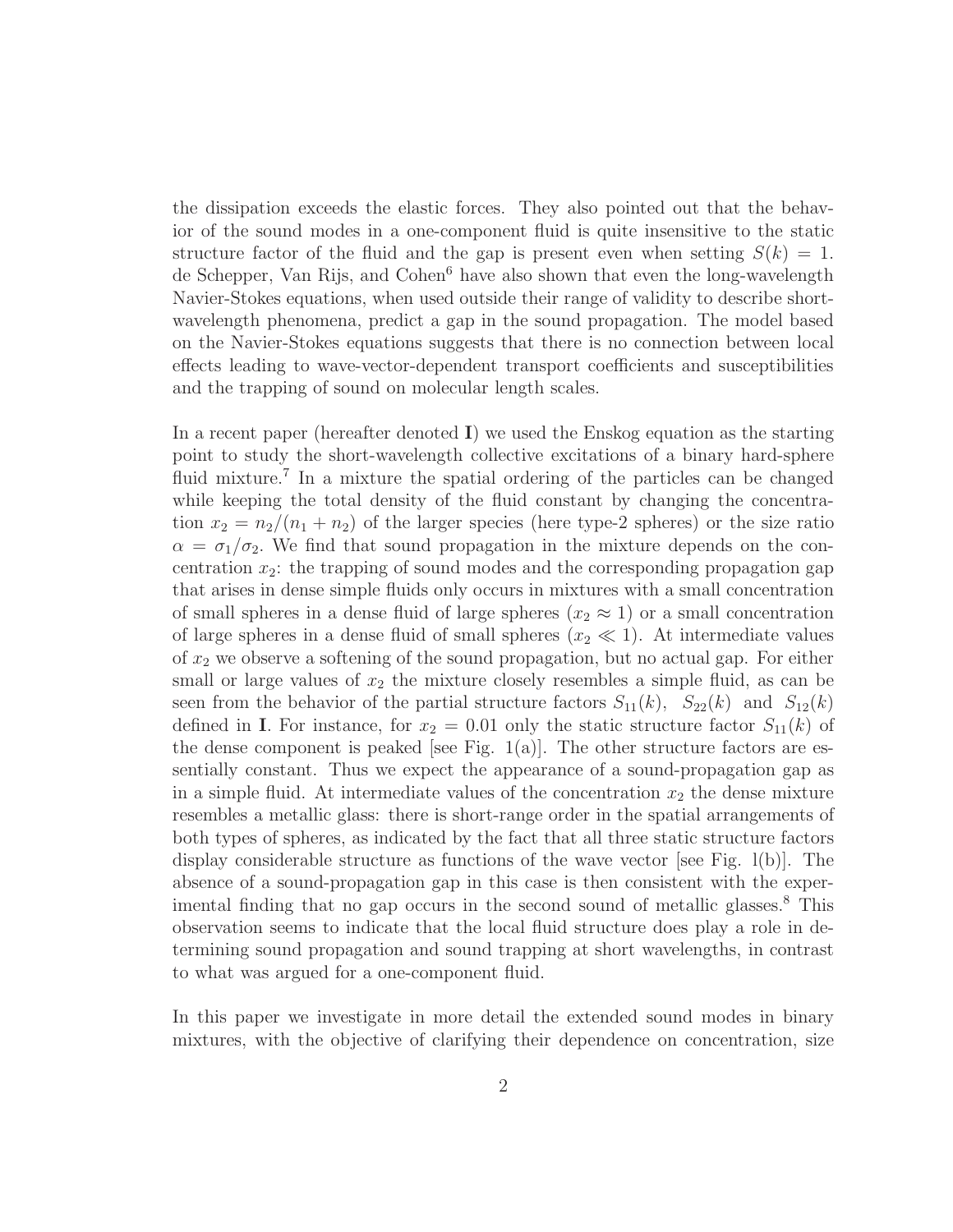the dissipation exceeds the elastic forces. They also pointed out that the behavior of the sound modes in a one-component fluid is quite insensitive to the static structure factor of the fluid and the gap is present even when setting $S(k) = 1$. de Schepper, Van Rijs, and Cohen[6] have also shown that even the long-wavelength Navier-Stokes equations, when used outside their range of validity to describe short-wavelength phenomena, predict a gap in the sound propagation. The model based on the Navier-Stokes equations suggests that there is no connection between local effects leading to wave-vector-dependent transport coefficients and susceptibilities and the trapping of sound on molecular length scales.

In a recent paper (hereafter denoted **I**) we used the Enskog equation as the starting point to study the short-wavelength collective excitations of a binary hard-sphere fluid mixture.[7] In a mixture the spatial ordering of the particles can be changed while keeping the total density of the fluid constant by changing the concentration $x_2 = n_2/(n_1 + n_2)$ of the larger species (here type-2 spheres) or the size ratio $\alpha = \sigma_1/\sigma_2$. We find that sound propagation in the mixture depends on the concentration $x_2$: the trapping of sound modes and the corresponding propagation gap that arises in dense simple fluids only occurs in mixtures with a small concentration of small spheres in a dense fluid of large spheres ($x_2 \approx 1$) or a small concentration of large spheres in a dense fluid of small spheres ($x_2 \ll 1$). At intermediate values of $x_2$ we observe a softening of the sound propagation, but no actual gap. For either small or large values of $x_2$ the mixture closely resembles a simple fluid, as can be seen from the behavior of the partial structure factors $S_{11}(k)$, $S_{22}(k)$ and $S_{12}(k)$ defined in **I**. For instance, for $x_2 = 0.01$ only the static structure factor $S_{11}(k)$ of the dense component is peaked [see Fig. 1(a)]. The other structure factors are essentially constant. Thus we expect the appearance of a sound-propagation gap as in a simple fluid. At intermediate values of the concentration $x_2$ the dense mixture resembles a metallic glass: there is short-range order in the spatial arrangements of both types of spheres, as indicated by the fact that all three static structure factors display considerable structure as functions of the wave vector [see Fig. 1(b)]. The absence of a sound-propagation gap in this case is then consistent with the experimental finding that no gap occurs in the second sound of metallic glasses.[8] This observation seems to indicate that the local fluid structure does play a role in determining sound propagation and sound trapping at short wavelengths, in contrast to what was argued for a one-component fluid.

In this paper we investigate in more detail the extended sound modes in binary mixtures, with the objective of clarifying their dependence on concentration, size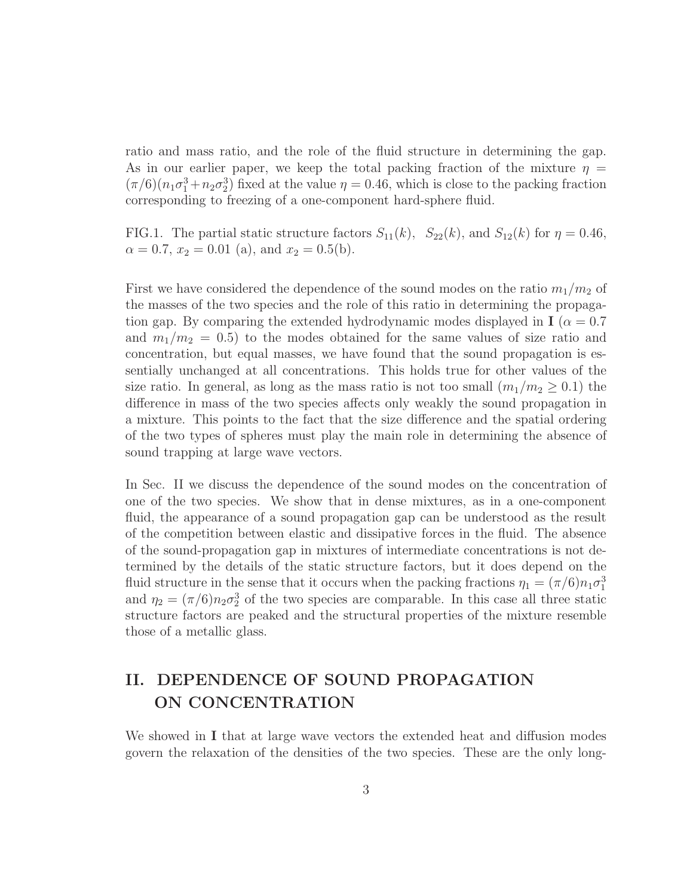ratio and mass ratio, and the role of the fluid structure in determining the gap. As in our earlier paper, we keep the total packing fraction of the mixture $\eta = (\pi/6)(n_1\sigma_1^3 + n_2\sigma_2^3)$ fixed at the value $\eta = 0.46$, which is close to the packing fraction corresponding to freezing of a one-component hard-sphere fluid.

FIG.1. The partial static structure factors $S_{11}(k)$, $S_{22}(k)$, and $S_{12}(k)$ for $\eta = 0.46$, $\alpha = 0.7$, $x_2 = 0.01$ (a), and $x_2 = 0.5$(b).

First we have considered the dependence of the sound modes on the ratio $m_1/m_2$ of the masses of the two species and the role of this ratio in determining the propagation gap. By comparing the extended hydrodynamic modes displayed in **I** ($\alpha = 0.7$ and $m_1/m_2 = 0.5$) to the modes obtained for the same values of size ratio and concentration, but equal masses, we have found that the sound propagation is essentially unchanged at all concentrations. This holds true for other values of the size ratio. In general, as long as the mass ratio is not too small ($m_1/m_2 \geq 0.1$) the difference in mass of the two species affects only weakly the sound propagation in a mixture. This points to the fact that the size difference and the spatial ordering of the two types of spheres must play the main role in determining the absence of sound trapping at large wave vectors.

In Sec. II we discuss the dependence of the sound modes on the concentration of one of the two species. We show that in dense mixtures, as in a one-component fluid, the appearance of a sound propagation gap can be understood as the result of the competition between elastic and dissipative forces in the fluid. The absence of the sound-propagation gap in mixtures of intermediate concentrations is not determined by the details of the static structure factors, but it does depend on the fluid structure in the sense that it occurs when the packing fractions $\eta_1 = (\pi/6)n_1\sigma_1^3$ and $\eta_2 = (\pi/6)n_2\sigma_2^3$ of the two species are comparable. In this case all three static structure factors are peaked and the structural properties of the mixture resemble those of a metallic glass.

## II. DEPENDENCE OF SOUND PROPAGATION ON CONCENTRATION

We showed in **I** that at large wave vectors the extended heat and diffusion modes govern the relaxation of the densities of the two species. These are the only long-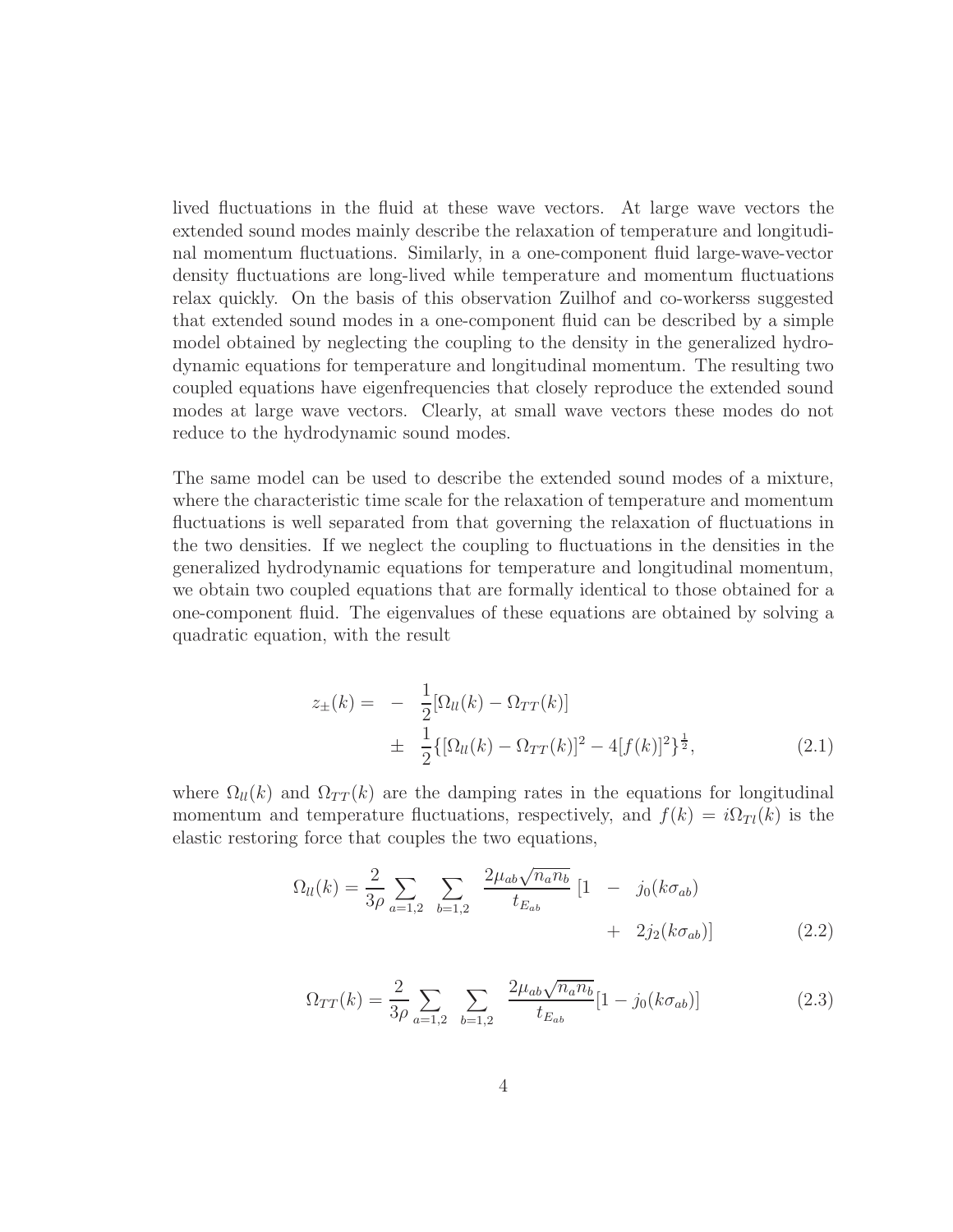lived fluctuations in the fluid at these wave vectors. At large wave vectors the extended sound modes mainly describe the relaxation of temperature and longitudinal momentum fluctuations. Similarly, in a one-component fluid large-wave-vector density fluctuations are long-lived while temperature and momentum fluctuations relax quickly. On the basis of this observation Zuilhof and co-workerss suggested that extended sound modes in a one-component fluid can be described by a simple model obtained by neglecting the coupling to the density in the generalized hydrodynamic equations for temperature and longitudinal momentum. The resulting two coupled equations have eigenfrequencies that closely reproduce the extended sound modes at large wave vectors. Clearly, at small wave vectors these modes do not reduce to the hydrodynamic sound modes.

The same model can be used to describe the extended sound modes of a mixture, where the characteristic time scale for the relaxation of temperature and momentum fluctuations is well separated from that governing the relaxation of fluctuations in the two densities. If we neglect the coupling to fluctuations in the densities in the generalized hydrodynamic equations for temperature and longitudinal momentum, we obtain two coupled equations that are formally identical to those obtained for a one-component fluid. The eigenvalues of these equations are obtained by solving a quadratic equation, with the result

$$
\begin{aligned}
z_{\pm}(k) = \; & - \; \frac{1}{2}[\Omega_{ll}(k) - \Omega_{TT}(k)] \\
& \pm \; \frac{1}{2}\{[\Omega_{ll}(k) - \Omega_{TT}(k)]^2 - 4[f(k)]^2\}^{\frac{1}{2}},
\end{aligned}
\tag{2.1}
$$

where $\Omega_{ll}(k)$ and $\Omega_{TT}(k)$ are the damping rates in the equations for longitudinal momentum and temperature fluctuations, respectively, and $f(k) = i\Omega_{Tl}(k)$ is the elastic restoring force that couples the two equations,

$$
\begin{aligned}
\Omega_{ll}(k) = \frac{2}{3\rho} \sum_{a=1,2} \sum_{b=1,2} \frac{2\mu_{ab}\sqrt{n_a n_b}}{t_{E_{ab}}} \, [1 \; - \; & j_0(k\sigma_{ab}) \\
+ \; & 2j_2(k\sigma_{ab})]
\end{aligned}
\tag{2.2}
$$

$$
\Omega_{TT}(k) = \frac{2}{3\rho} \sum_{a=1,2} \sum_{b=1,2} \frac{2\mu_{ab}\sqrt{n_a n_b}}{t_{E_{ab}}} [1 - j_0(k\sigma_{ab})]
\tag{2.3}
$$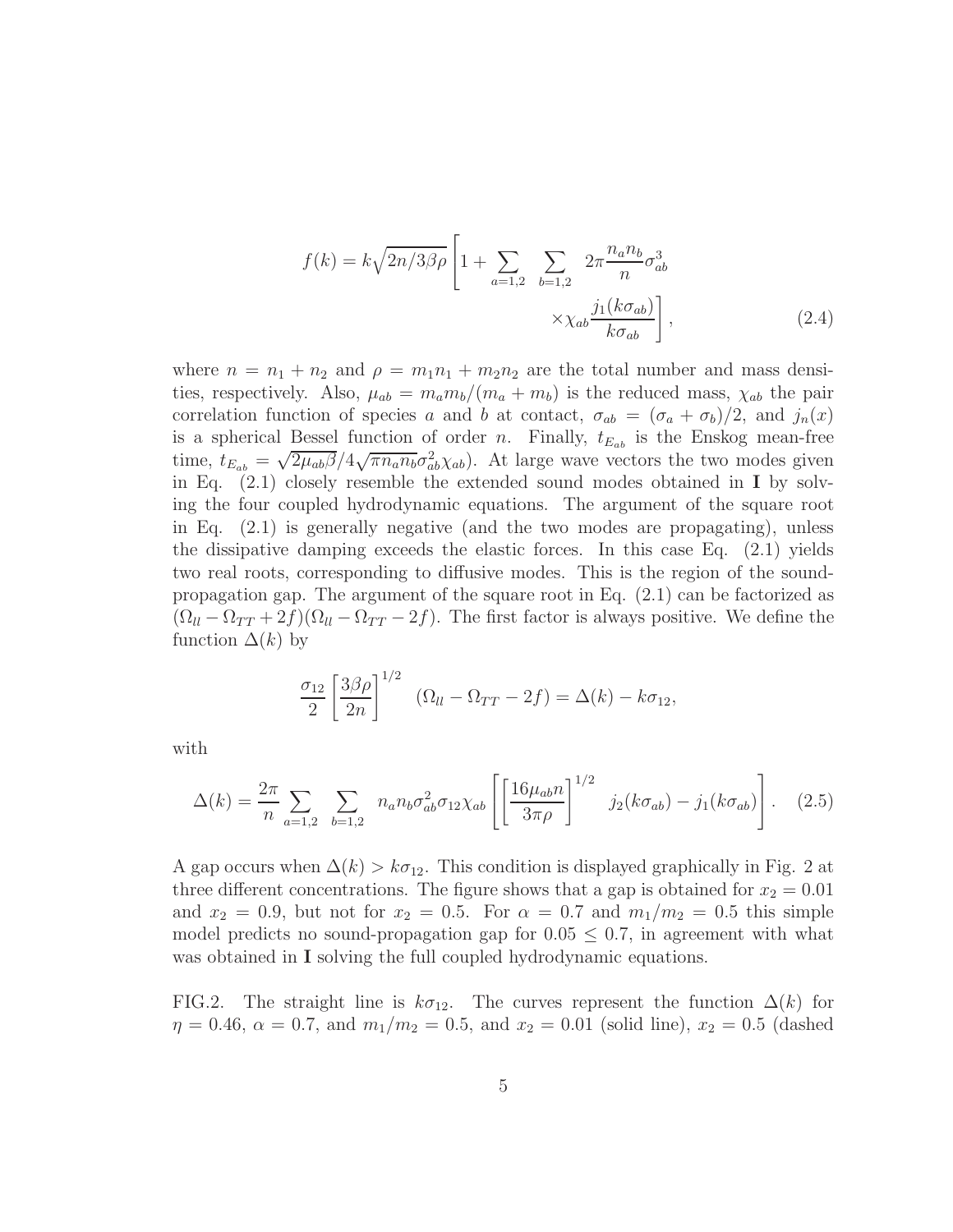$$f(k) = k\sqrt{2n/3\beta\rho}\left[1 + \sum_{a=1,2}\sum_{b=1,2} 2\pi\frac{n_a n_b}{n}\sigma_{ab}^3 \times\chi_{ab}\frac{j_1(k\sigma_{ab})}{k\sigma_{ab}}\right], \tag{2.4}$$

where $n = n_1 + n_2$ and $\rho = m_1 n_1 + m_2 n_2$ are the total number and mass densities, respectively. Also, $\mu_{ab} = m_a m_b/(m_a + m_b)$ is the reduced mass, $\chi_{ab}$ the pair correlation function of species $a$ and $b$ at contact, $\sigma_{ab} = (\sigma_a + \sigma_b)/2$, and $j_n(x)$ is a spherical Bessel function of order $n$. Finally, $t_{E_{ab}}$ is the Enskog mean-free time, $t_{E_{ab}} = \sqrt{2\mu_{ab}\beta}/4\sqrt{\pi n_a n_b}\sigma_{ab}^2\chi_{ab})$. At large wave vectors the two modes given in Eq. (2.1) closely resemble the extended sound modes obtained in **I** by solving the four coupled hydrodynamic equations. The argument of the square root in Eq. (2.1) is generally negative (and the two modes are propagating), unless the dissipative damping exceeds the elastic forces. In this case Eq. (2.1) yields two real roots, corresponding to diffusive modes. This is the region of the sound-propagation gap. The argument of the square root in Eq. (2.1) can be factorized as $(\Omega_{ll} - \Omega_{TT} + 2f)(\Omega_{ll} - \Omega_{TT} - 2f)$. The first factor is always positive. We define the function $\Delta(k)$ by

$$\frac{\sigma_{12}}{2}\left[\frac{3\beta\rho}{2n}\right]^{1/2} (\Omega_{ll} - \Omega_{TT} - 2f) = \Delta(k) - k\sigma_{12},$$

with

$$\Delta(k) = \frac{2\pi}{n}\sum_{a=1,2}\sum_{b=1,2} n_a n_b \sigma_{ab}^2\sigma_{12}\chi_{ab}\left[\left[\frac{16\mu_{ab}n}{3\pi\rho}\right]^{1/2} j_2(k\sigma_{ab}) - j_1(k\sigma_{ab})\right]. \tag{2.5}$$

A gap occurs when $\Delta(k) > k\sigma_{12}$. This condition is displayed graphically in Fig. 2 at three different concentrations. The figure shows that a gap is obtained for $x_2 = 0.01$ and $x_2 = 0.9$, but not for $x_2 = 0.5$. For $\alpha = 0.7$ and $m_1/m_2 = 0.5$ this simple model predicts no sound-propagation gap for $0.05 \leq 0.7$, in agreement with what was obtained in **I** solving the full coupled hydrodynamic equations.

FIG.2. The straight line is $k\sigma_{12}$. The curves represent the function $\Delta(k)$ for $\eta = 0.46$, $\alpha = 0.7$, and $m_1/m_2 = 0.5$, and $x_2 = 0.01$ (solid line), $x_2 = 0.5$ (dashed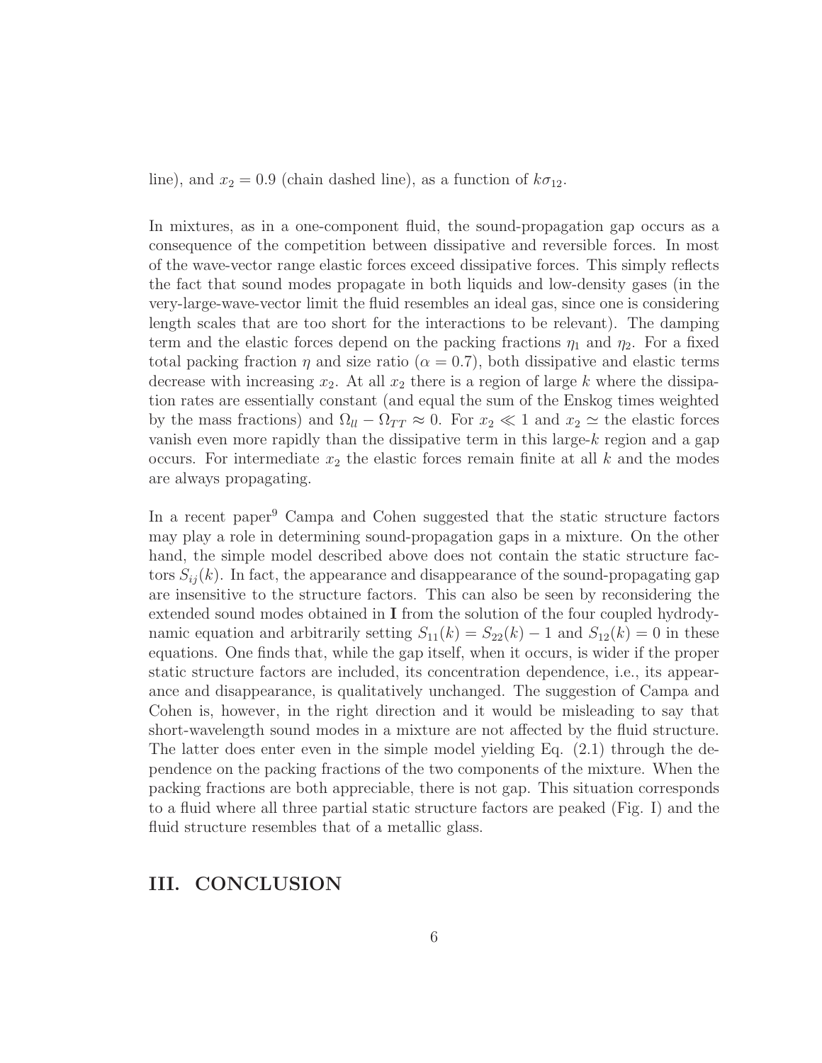line), and $x_2 = 0.9$ (chain dashed line), as a function of $k\sigma_{12}$.

In mixtures, as in a one-component fluid, the sound-propagation gap occurs as a consequence of the competition between dissipative and reversible forces. In most of the wave-vector range elastic forces exceed dissipative forces. This simply reflects the fact that sound modes propagate in both liquids and low-density gases (in the very-large-wave-vector limit the fluid resembles an ideal gas, since one is considering length scales that are too short for the interactions to be relevant). The damping term and the elastic forces depend on the packing fractions $\eta_1$ and $\eta_2$. For a fixed total packing fraction $\eta$ and size ratio ($\alpha = 0.7$), both dissipative and elastic terms decrease with increasing $x_2$. At all $x_2$ there is a region of large $k$ where the dissipation rates are essentially constant (and equal the sum of the Enskog times weighted by the mass fractions) and $\Omega_{ll} - \Omega_{TT} \approx 0$. For $x_2 \ll 1$ and $x_2 \simeq$ the elastic forces vanish even more rapidly than the dissipative term in this large-$k$ region and a gap occurs. For intermediate $x_2$ the elastic forces remain finite at all $k$ and the modes are always propagating.

In a recent paper[9] Campa and Cohen suggested that the static structure factors may play a role in determining sound-propagation gaps in a mixture. On the other hand, the simple model described above does not contain the static structure factors $S_{ij}(k)$. In fact, the appearance and disappearance of the sound-propagating gap are insensitive to the structure factors. This can also be seen by reconsidering the extended sound modes obtained in **I** from the solution of the four coupled hydrodynamic equation and arbitrarily setting $S_{11}(k) = S_{22}(k) - 1$ and $S_{12}(k) = 0$ in these equations. One finds that, while the gap itself, when it occurs, is wider if the proper static structure factors are included, its concentration dependence, i.e., its appearance and disappearance, is qualitatively unchanged. The suggestion of Campa and Cohen is, however, in the right direction and it would be misleading to say that short-wavelength sound modes in a mixture are not affected by the fluid structure. The latter does enter even in the simple model yielding Eq. (2.1) through the dependence on the packing fractions of the two components of the mixture. When the packing fractions are both appreciable, there is not gap. This situation corresponds to a fluid where all three partial static structure factors are peaked (Fig. I) and the fluid structure resembles that of a metallic glass.

## III. CONCLUSION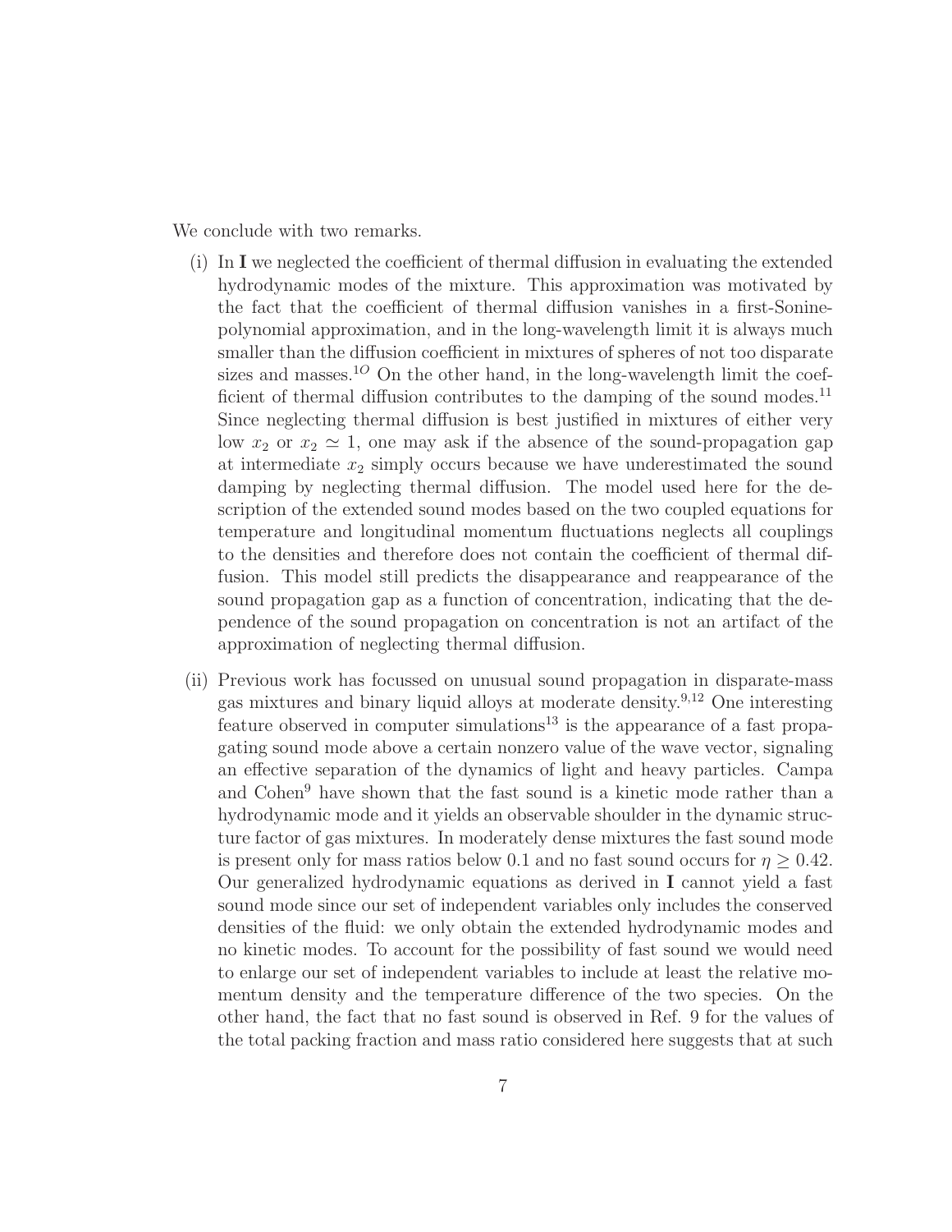We conclude with two remarks.

(i) In **I** we neglected the coefficient of thermal diffusion in evaluating the extended hydrodynamic modes of the mixture. This approximation was motivated by the fact that the coefficient of thermal diffusion vanishes in a first-Sonine-polynomial approximation, and in the long-wavelength limit it is always much smaller than the diffusion coefficient in mixtures of spheres of not too disparate sizes and masses.[1O] On the other hand, in the long-wavelength limit the coefficient of thermal diffusion contributes to the damping of the sound modes.[11] Since neglecting thermal diffusion is best justified in mixtures of either very low $x_2$ or $x_2 \simeq 1$, one may ask if the absence of the sound-propagation gap at intermediate $x_2$ simply occurs because we have underestimated the sound damping by neglecting thermal diffusion. The model used here for the description of the extended sound modes based on the two coupled equations for temperature and longitudinal momentum fluctuations neglects all couplings to the densities and therefore does not contain the coefficient of thermal diffusion. This model still predicts the disappearance and reappearance of the sound propagation gap as a function of concentration, indicating that the dependence of the sound propagation on concentration is not an artifact of the approximation of neglecting thermal diffusion.

(ii) Previous work has focussed on unusual sound propagation in disparate-mass gas mixtures and binary liquid alloys at moderate density.[9,12] One interesting feature observed in computer simulations[13] is the appearance of a fast propagating sound mode above a certain nonzero value of the wave vector, signaling an effective separation of the dynamics of light and heavy particles. Campa and Cohen[9] have shown that the fast sound is a kinetic mode rather than a hydrodynamic mode and it yields an observable shoulder in the dynamic structure factor of gas mixtures. In moderately dense mixtures the fast sound mode is present only for mass ratios below 0.1 and no fast sound occurs for $\eta \geq 0.42$. Our generalized hydrodynamic equations as derived in **I** cannot yield a fast sound mode since our set of independent variables only includes the conserved densities of the fluid: we only obtain the extended hydrodynamic modes and no kinetic modes. To account for the possibility of fast sound we would need to enlarge our set of independent variables to include at least the relative momentum density and the temperature difference of the two species. On the other hand, the fact that no fast sound is observed in Ref. 9 for the values of the total packing fraction and mass ratio considered here suggests that at such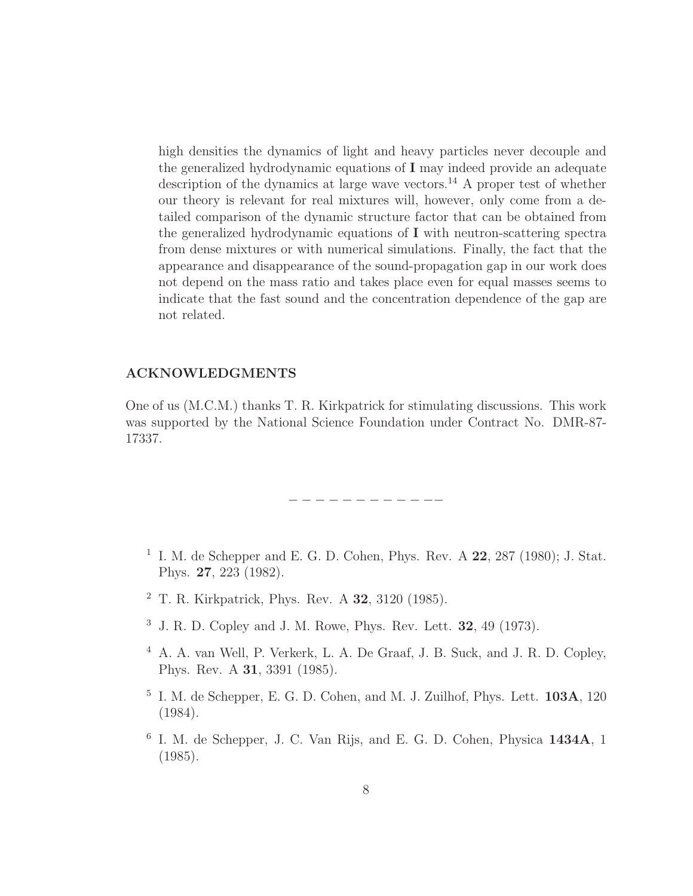high densities the dynamics of light and heavy particles never decouple and the generalized hydrodynamic equations of **I** may indeed provide an adequate description of the dynamics at large wave vectors.[14] A proper test of whether our theory is relevant for real mixtures will, however, only come from a detailed comparison of the dynamic structure factor that can be obtained from the generalized hydrodynamic equations of **I** with neutron-scattering spectra from dense mixtures or with numerical simulations. Finally, the fact that the appearance and disappearance of the sound-propagation gap in our work does not depend on the mass ratio and takes place even for equal masses seems to indicate that the fast sound and the concentration dependence of the gap are not related.

## ACKNOWLEDGMENTS

One of us (M.C.M.) thanks T. R. Kirkpatrick for stimulating discussions. This work was supported by the National Science Foundation under Contract No. DMR-87-17337.

– – – – – – – – – – – – –

[1] I. M. de Schepper and E. G. D. Cohen, Phys. Rev. A **22**, 287 (1980); J. Stat. Phys. **27**, 223 (1982).

[2] T. R. Kirkpatrick, Phys. Rev. A **32**, 3120 (1985).

[3] J. R. D. Copley and J. M. Rowe, Phys. Rev. Lett. **32**, 49 (1973).

[4] A. A. van Well, P. Verkerk, L. A. De Graaf, J. B. Suck, and J. R. D. Copley, Phys. Rev. A **31**, 3391 (1985).

[5] I. M. de Schepper, E. G. D. Cohen, and M. J. Zuilhof, Phys. Lett. **103A**, 120 (1984).

[6] I. M. de Schepper, J. C. Van Rijs, and E. G. D. Cohen, Physica **1434A**, 1 (1985).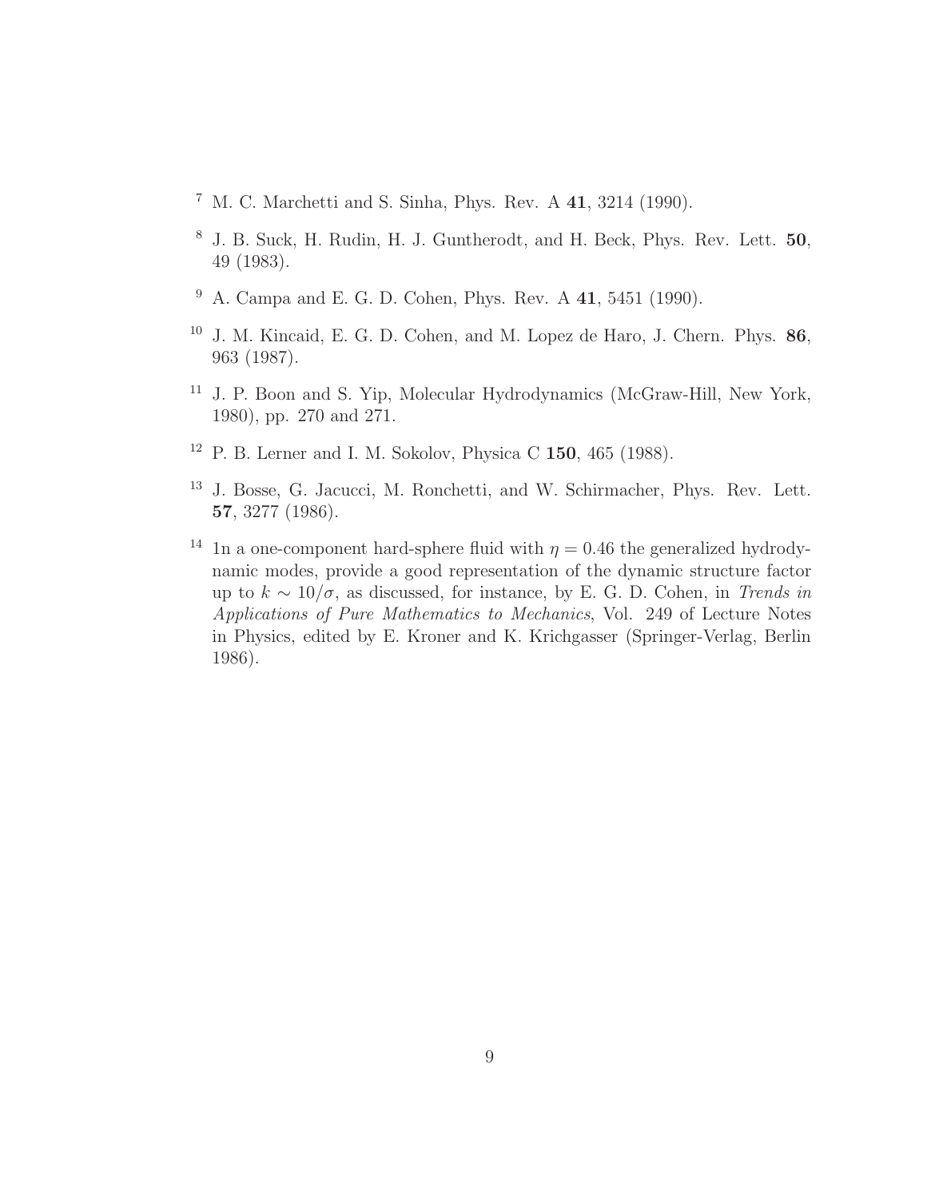[7] M. C. Marchetti and S. Sinha, Phys. Rev. A **41**, 3214 (1990).

[8] J. B. Suck, H. Rudin, H. J. Guntherodt, and H. Beck, Phys. Rev. Lett. **50**, 49 (1983).

[9] A. Campa and E. G. D. Cohen, Phys. Rev. A **41**, 5451 (1990).

[10] J. M. Kincaid, E. G. D. Cohen, and M. Lopez de Haro, J. Chern. Phys. **86**, 963 (1987).

[11] J. P. Boon and S. Yip, Molecular Hydrodynamics (McGraw-Hill, New York, 1980), pp. 270 and 271.

[12] P. B. Lerner and I. M. Sokolov, Physica C **150**, 465 (1988).

[13] J. Bosse, G. Jacucci, M. Ronchetti, and W. Schirmacher, Phys. Rev. Lett. **57**, 3277 (1986).

[14] 1n a one-component hard-sphere fluid with $\eta = 0.46$ the generalized hydrodynamic modes, provide a good representation of the dynamic structure factor up to $k \sim 10/\sigma$, as discussed, for instance, by E. G. D. Cohen, in *Trends in Applications of Pure Mathematics to Mechanics*, Vol. 249 of Lecture Notes in Physics, edited by E. Kroner and K. Krichgasser (Springer-Verlag, Berlin 1986).